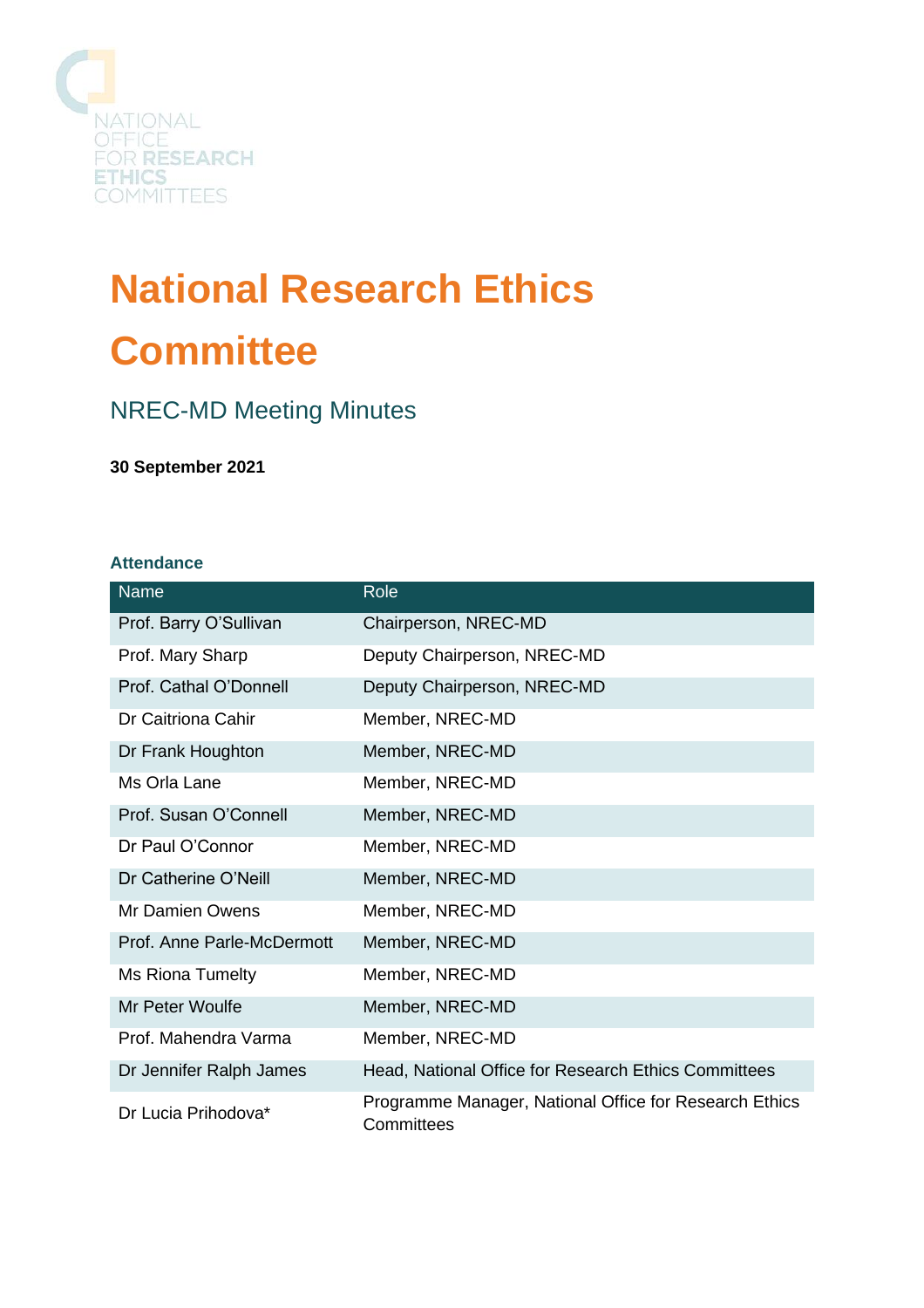NATIONAL OFFICE FOR RESEARCH ETHICS COMMITTEES

# National Research Ethics Committee

## NREC-MD Meeting Minutes

**30 September 2021**

### Attendance

| Name | Role |
|---|---|
| Prof. Barry O'Sullivan | Chairperson, NREC-MD |
| Prof. Mary Sharp | Deputy Chairperson, NREC-MD |
| Prof. Cathal O'Donnell | Deputy Chairperson, NREC-MD |
| Dr Caitriona Cahir | Member, NREC-MD |
| Dr Frank Houghton | Member, NREC-MD |
| Ms Orla Lane | Member, NREC-MD |
| Prof. Susan O'Connell | Member, NREC-MD |
| Dr Paul O'Connor | Member, NREC-MD |
| Dr Catherine O'Neill | Member, NREC-MD |
| Mr Damien Owens | Member, NREC-MD |
| Prof. Anne Parle-McDermott | Member, NREC-MD |
| Ms Riona Tumelty | Member, NREC-MD |
| Mr Peter Woulfe | Member, NREC-MD |
| Prof. Mahendra Varma | Member, NREC-MD |
| Dr Jennifer Ralph James | Head, National Office for Research Ethics Committees |
| Dr Lucia Prihodova* | Programme Manager, National Office for Research Ethics Committees |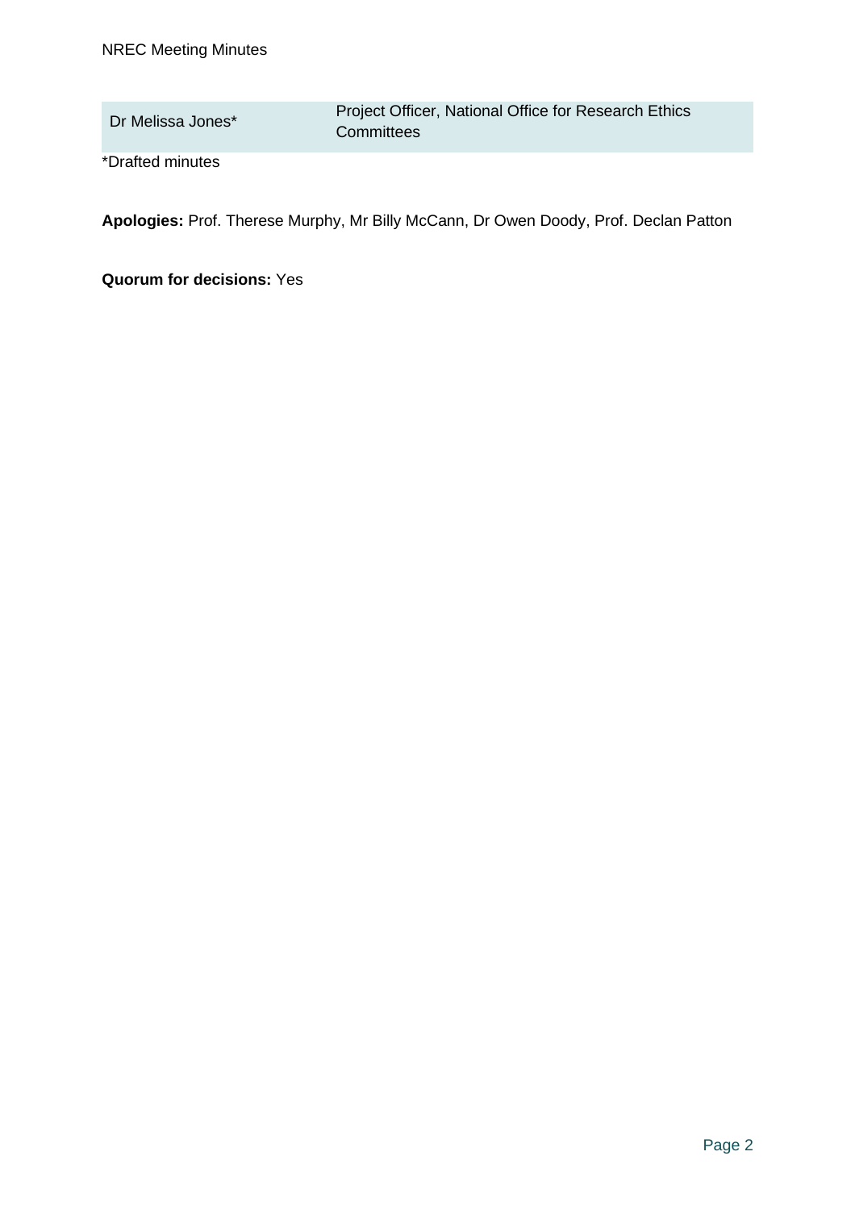| Dr Melissa Jones* | Project Officer, National Office for Research Ethics Committees |
|---|---|

*Drafted minutes

**Apologies:** Prof. Therese Murphy, Mr Billy McCann, Dr Owen Doody, Prof. Declan Patton

**Quorum for decisions:** Yes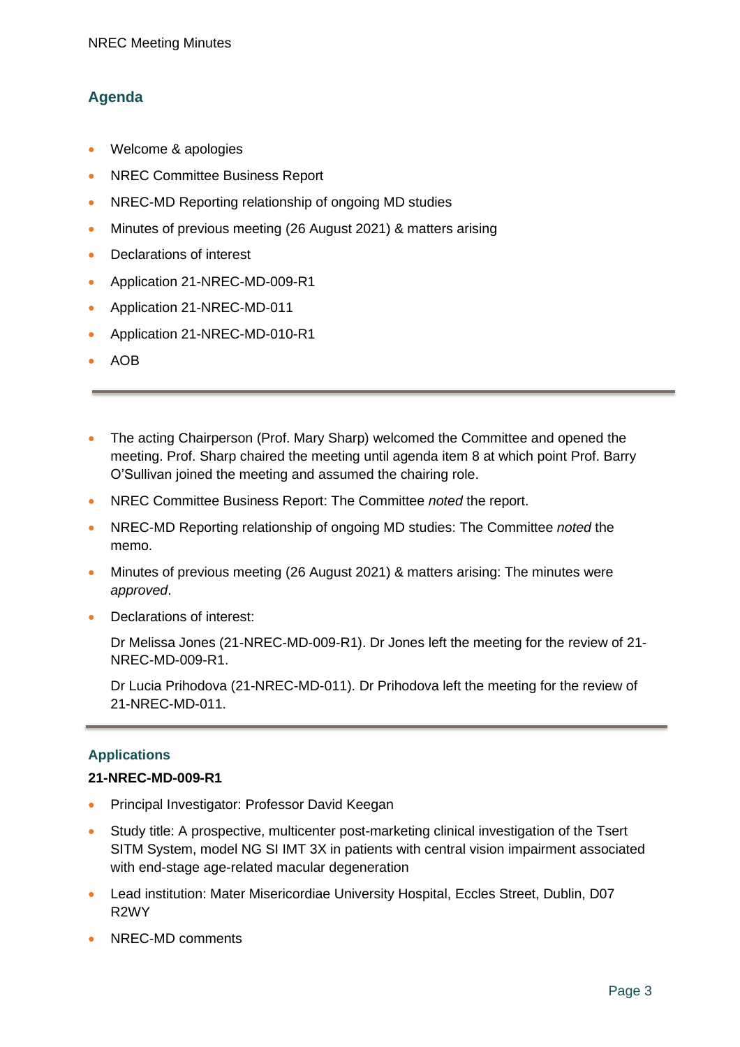## Agenda

- Welcome & apologies
- NREC Committee Business Report
- NREC-MD Reporting relationship of ongoing MD studies
- Minutes of previous meeting (26 August 2021) & matters arising
- Declarations of interest
- Application 21-NREC-MD-009-R1
- Application 21-NREC-MD-011
- Application 21-NREC-MD-010-R1
- AOB

---

- The acting Chairperson (Prof. Mary Sharp) welcomed the Committee and opened the meeting. Prof. Sharp chaired the meeting until agenda item 8 at which point Prof. Barry O'Sullivan joined the meeting and assumed the chairing role.
- NREC Committee Business Report: The Committee *noted* the report.
- NREC-MD Reporting relationship of ongoing MD studies: The Committee *noted* the memo.
- Minutes of previous meeting (26 August 2021) & matters arising: The minutes were *approved*.
- Declarations of interest:

  Dr Melissa Jones (21-NREC-MD-009-R1). Dr Jones left the meeting for the review of 21-NREC-MD-009-R1.

  Dr Lucia Prihodova (21-NREC-MD-011). Dr Prihodova left the meeting for the review of 21-NREC-MD-011.

---

## Applications

**21-NREC-MD-009-R1**

- Principal Investigator: Professor David Keegan
- Study title: A prospective, multicenter post-marketing clinical investigation of the Tsert SITM System, model NG SI IMT 3X in patients with central vision impairment associated with end-stage age-related macular degeneration
- Lead institution: Mater Misericordiae University Hospital, Eccles Street, Dublin, D07 R2WY
- NREC-MD comments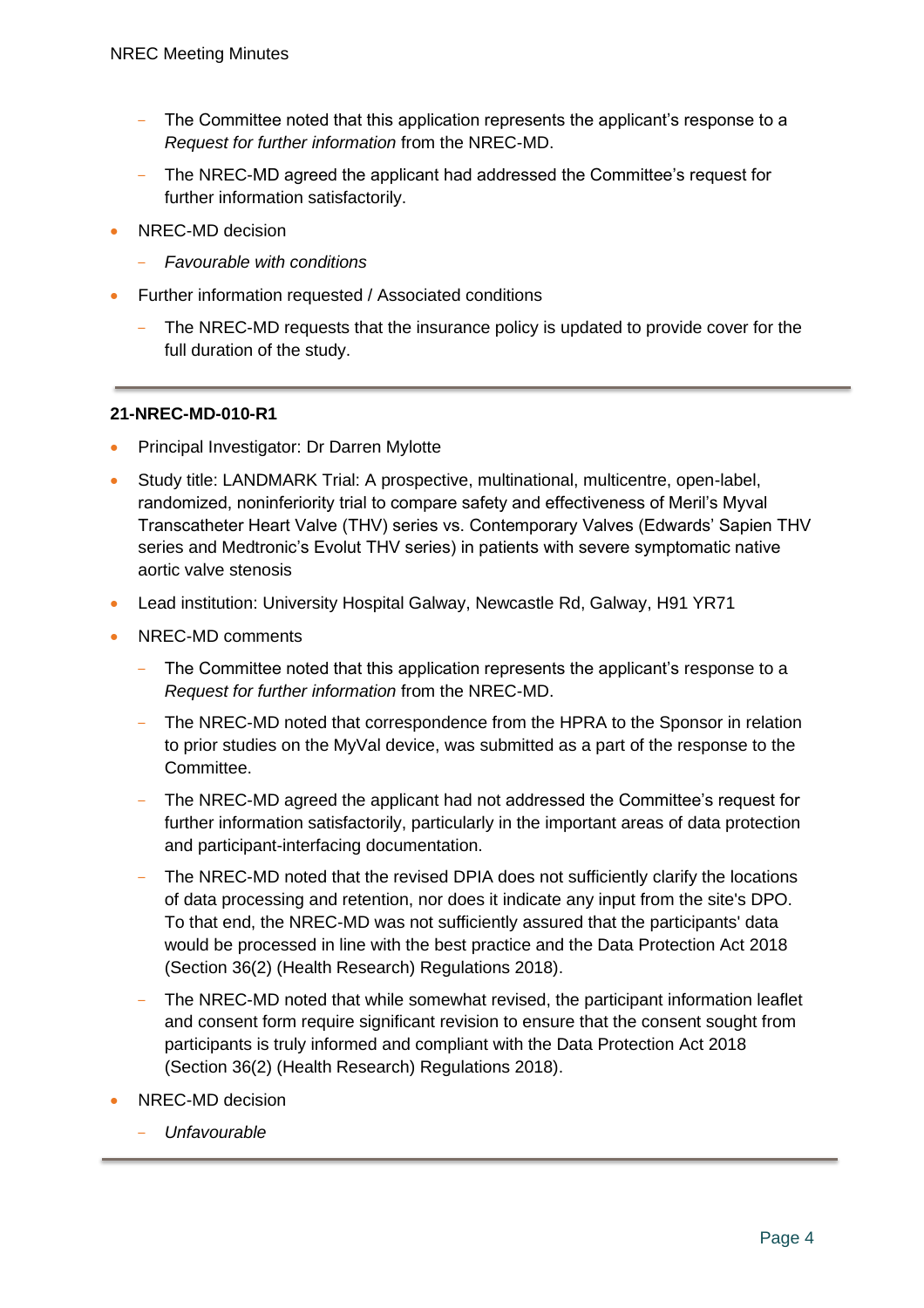- The Committee noted that this application represents the applicant's response to a *Request for further information* from the NREC-MD.
    - The NREC-MD agreed the applicant had addressed the Committee's request for further information satisfactorily.
- NREC-MD decision
    - *Favourable with conditions*
- Further information requested / Associated conditions
    - The NREC-MD requests that the insurance policy is updated to provide cover for the full duration of the study.

---

**21-NREC-MD-010-R1**

- Principal Investigator: Dr Darren Mylotte
- Study title: LANDMARK Trial: A prospective, multinational, multicentre, open-label, randomized, noninferiority trial to compare safety and effectiveness of Meril's Myval Transcatheter Heart Valve (THV) series vs. Contemporary Valves (Edwards' Sapien THV series and Medtronic's Evolut THV series) in patients with severe symptomatic native aortic valve stenosis
- Lead institution: University Hospital Galway, Newcastle Rd, Galway, H91 YR71
- NREC-MD comments
    - The Committee noted that this application represents the applicant's response to a *Request for further information* from the NREC-MD.
    - The NREC-MD noted that correspondence from the HPRA to the Sponsor in relation to prior studies on the MyVal device, was submitted as a part of the response to the Committee.
    - The NREC-MD agreed the applicant had not addressed the Committee's request for further information satisfactorily, particularly in the important areas of data protection and participant-interfacing documentation.
    - The NREC-MD noted that the revised DPIA does not sufficiently clarify the locations of data processing and retention, nor does it indicate any input from the site's DPO. To that end, the NREC-MD was not sufficiently assured that the participants' data would be processed in line with the best practice and the Data Protection Act 2018 (Section 36(2) (Health Research) Regulations 2018).
    - The NREC-MD noted that while somewhat revised, the participant information leaflet and consent form require significant revision to ensure that the consent sought from participants is truly informed and compliant with the Data Protection Act 2018 (Section 36(2) (Health Research) Regulations 2018).
- NREC-MD decision
    - *Unfavourable*

---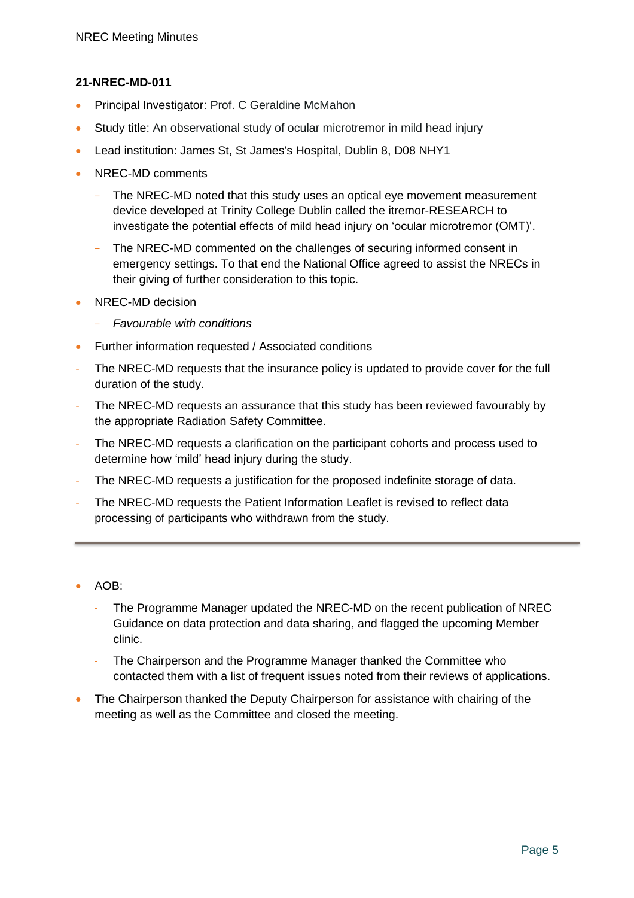### 21-NREC-MD-011

- Principal Investigator: Prof. C Geraldine McMahon
- Study title: An observational study of ocular microtremor in mild head injury
- Lead institution: James St, St James's Hospital, Dublin 8, D08 NHY1
- NREC-MD comments
  - The NREC-MD noted that this study uses an optical eye movement measurement device developed at Trinity College Dublin called the itremor-RESEARCH to investigate the potential effects of mild head injury on 'ocular microtremor (OMT)'.
  - The NREC-MD commented on the challenges of securing informed consent in emergency settings. To that end the National Office agreed to assist the NRECs in their giving of further consideration to this topic.
- NREC-MD decision
  - *Favourable with conditions*
- Further information requested / Associated conditions

- The NREC-MD requests that the insurance policy is updated to provide cover for the full duration of the study.
- The NREC-MD requests an assurance that this study has been reviewed favourably by the appropriate Radiation Safety Committee.
- The NREC-MD requests a clarification on the participant cohorts and process used to determine how 'mild' head injury during the study.
- The NREC-MD requests a justification for the proposed indefinite storage of data.
- The NREC-MD requests the Patient Information Leaflet is revised to reflect data processing of participants who withdrawn from the study.

---

- AOB:
  - The Programme Manager updated the NREC-MD on the recent publication of NREC Guidance on data protection and data sharing, and flagged the upcoming Member clinic.
  - The Chairperson and the Programme Manager thanked the Committee who contacted them with a list of frequent issues noted from their reviews of applications.
- The Chairperson thanked the Deputy Chairperson for assistance with chairing of the meeting as well as the Committee and closed the meeting.